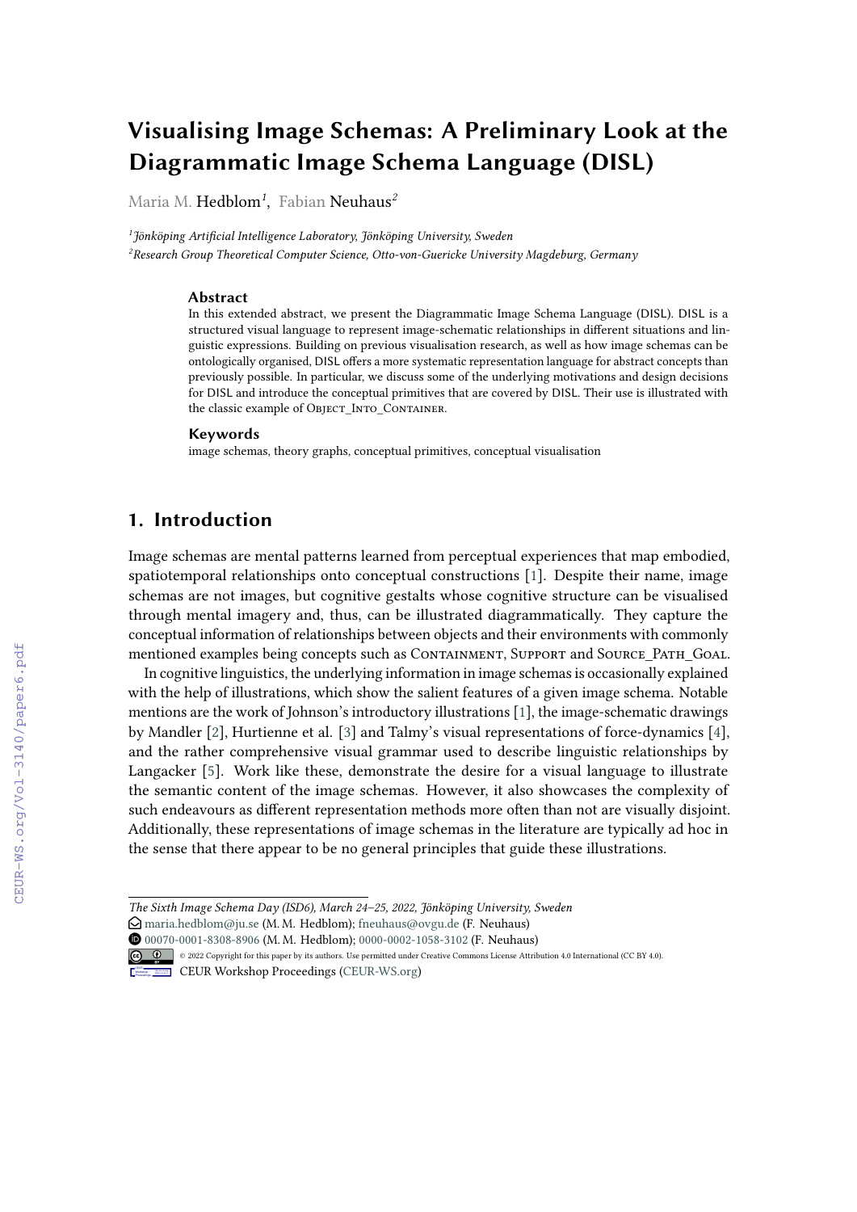# Visualising Image Schemas: A Preliminary Look at the Diagrammatic Image Schema Language (DISL)

Maria M. Hedblom[1], Fabian Neuhaus[2]

[1]Jönköping Artificial Intelligence Laboratory, Jönköping University, Sweden

[2]Research Group Theoretical Computer Science, Otto-von-Guericke University Magdeburg, Germany

### Abstract

In this extended abstract, we present the Diagrammatic Image Schema Language (DISL). DISL is a structured visual language to represent image-schematic relationships in different situations and linguistic expressions. Building on previous visualisation research, as well as how image schemas can be ontologically organised, DISL offers a more systematic representation language for abstract concepts than previously possible. In particular, we discuss some of the underlying motivations and design decisions for DISL and introduce the conceptual primitives that are covered by DISL. Their use is illustrated with the classic example of Object_Into_Container.

### Keywords

image schemas, theory graphs, conceptual primitives, conceptual visualisation

## 1. Introduction

Image schemas are mental patterns learned from perceptual experiences that map embodied, spatiotemporal relationships onto conceptual constructions [1]. Despite their name, image schemas are not images, but cognitive gestalts whose cognitive structure can be visualised through mental imagery and, thus, can be illustrated diagrammatically. They capture the conceptual information of relationships between objects and their environments with commonly mentioned examples being concepts such as Containment, Support and Source_Path_Goal.

In cognitive linguistics, the underlying information in image schemas is occasionally explained with the help of illustrations, which show the salient features of a given image schema. Notable mentions are the work of Johnson's introductory illustrations [1], the image-schematic drawings by Mandler [2], Hurtienne et al. [3] and Talmy's visual representations of force-dynamics [4], and the rather comprehensive visual grammar used to describe linguistic relationships by Langacker [5]. Work like these, demonstrate the desire for a visual language to illustrate the semantic content of the image schemas. However, it also showcases the complexity of such endeavours as different representation methods more often than not are visually disjoint. Additionally, these representations of image schemas in the literature are typically ad hoc in the sense that there appear to be no general principles that guide these illustrations.

---

*The Sixth Image Schema Day (ISD6), March 24–25, 2022, Jönköping University, Sweden*

maria.hedblom@ju.se (M. M. Hedblom); fneuhaus@ovgu.de (F. Neuhaus)

00070-0001-8308-8906 (M. M. Hedblom); 0000-0002-1058-3102 (F. Neuhaus)

© 2022 Copyright for this paper by its authors. Use permitted under Creative Commons License Attribution 4.0 International (CC BY 4.0).

CEUR Workshop Proceedings (CEUR-WS.org)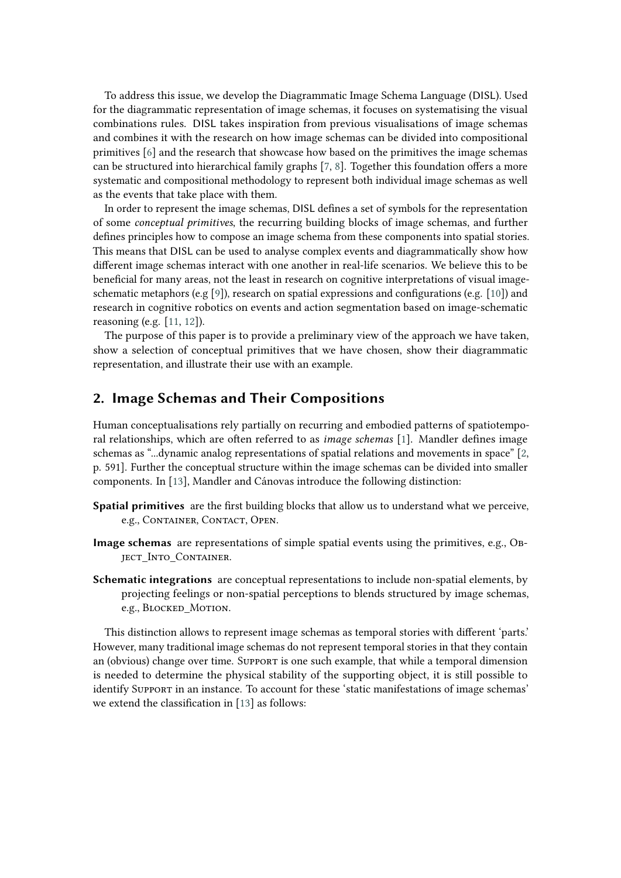To address this issue, we develop the Diagrammatic Image Schema Language (DISL). Used for the diagrammatic representation of image schemas, it focuses on systematising the visual combinations rules. DISL takes inspiration from previous visualisations of image schemas and combines it with the research on how image schemas can be divided into compositional primitives [6] and the research that showcase how based on the primitives the image schemas can be structured into hierarchical family graphs [7, 8]. Together this foundation offers a more systematic and compositional methodology to represent both individual image schemas as well as the events that take place with them.

In order to represent the image schemas, DISL defines a set of symbols for the representation of some *conceptual primitives*, the recurring building blocks of image schemas, and further defines principles how to compose an image schema from these components into spatial stories. This means that DISL can be used to analyse complex events and diagrammatically show how different image schemas interact with one another in real-life scenarios. We believe this to be beneficial for many areas, not the least in research on cognitive interpretations of visual image-schematic metaphors (e.g [9]), research on spatial expressions and configurations (e.g. [10]) and research in cognitive robotics on events and action segmentation based on image-schematic reasoning (e.g. [11, 12]).

The purpose of this paper is to provide a preliminary view of the approach we have taken, show a selection of conceptual primitives that we have chosen, show their diagrammatic representation, and illustrate their use with an example.

## 2. Image Schemas and Their Compositions

Human conceptualisations rely partially on recurring and embodied patterns of spatiotemporal relationships, which are often referred to as *image schemas* [1]. Mandler defines image schemas as "...dynamic analog representations of spatial relations and movements in space" [2, p. 591]. Further the conceptual structure within the image schemas can be divided into smaller components. In [13], Mandler and Cánovas introduce the following distinction:

- **Spatial primitives** are the first building blocks that allow us to understand what we perceive, e.g., Container, Contact, Open.
- **Image schemas** are representations of simple spatial events using the primitives, e.g., Object_Into_Container.
- **Schematic integrations** are conceptual representations to include non-spatial elements, by projecting feelings or non-spatial perceptions to blends structured by image schemas, e.g., Blocked_Motion.

This distinction allows to represent image schemas as temporal stories with different 'parts.' However, many traditional image schemas do not represent temporal stories in that they contain an (obvious) change over time. Support is one such example, that while a temporal dimension is needed to determine the physical stability of the supporting object, it is still possible to identify Support in an instance. To account for these 'static manifestations of image schemas' we extend the classification in [13] as follows: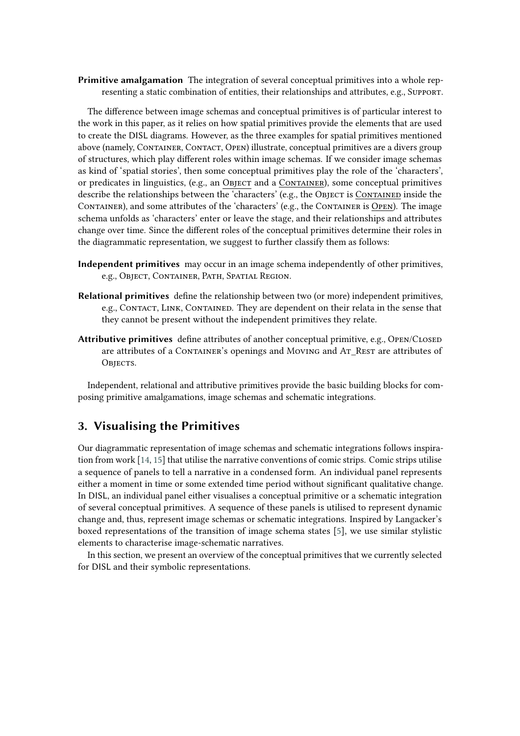**Primitive amalgamation** The integration of several conceptual primitives into a whole representing a static combination of entities, their relationships and attributes, e.g., Support.

The difference between image schemas and conceptual primitives is of particular interest to the work in this paper, as it relies on how spatial primitives provide the elements that are used to create the DISL diagrams. However, as the three examples for spatial primitives mentioned above (namely, Container, Contact, Open) illustrate, conceptual primitives are a divers group of structures, which play different roles within image schemas. If we consider image schemas as kind of 'spatial stories', then some conceptual primitives play the role of the 'characters', or predicates in linguistics, (e.g., an Object and a Container), some conceptual primitives describe the relationships between the 'characters' (e.g., the Object is Contained inside the Container), and some attributes of the 'characters' (e.g., the Container is Open). The image schema unfolds as 'characters' enter or leave the stage, and their relationships and attributes change over time. Since the different roles of the conceptual primitives determine their roles in the diagrammatic representation, we suggest to further classify them as follows:

**Independent primitives** may occur in an image schema independently of other primitives, e.g., Object, Container, Path, Spatial Region.

**Relational primitives** define the relationship between two (or more) independent primitives, e.g., Contact, Link, Contained. They are dependent on their relata in the sense that they cannot be present without the independent primitives they relate.

**Attributive primitives** define attributes of another conceptual primitive, e.g., Open/Closed are attributes of a Container's openings and Moving and At_Rest are attributes of Objects.

Independent, relational and attributive primitives provide the basic building blocks for composing primitive amalgamations, image schemas and schematic integrations.

## 3. Visualising the Primitives

Our diagrammatic representation of image schemas and schematic integrations follows inspiration from work [14, 15] that utilise the narrative conventions of comic strips. Comic strips utilise a sequence of panels to tell a narrative in a condensed form. An individual panel represents either a moment in time or some extended time period without significant qualitative change. In DISL, an individual panel either visualises a conceptual primitive or a schematic integration of several conceptual primitives. A sequence of these panels is utilised to represent dynamic change and, thus, represent image schemas or schematic integrations. Inspired by Langacker's boxed representations of the transition of image schema states [5], we use similar stylistic elements to characterise image-schematic narratives.

In this section, we present an overview of the conceptual primitives that we currently selected for DISL and their symbolic representations.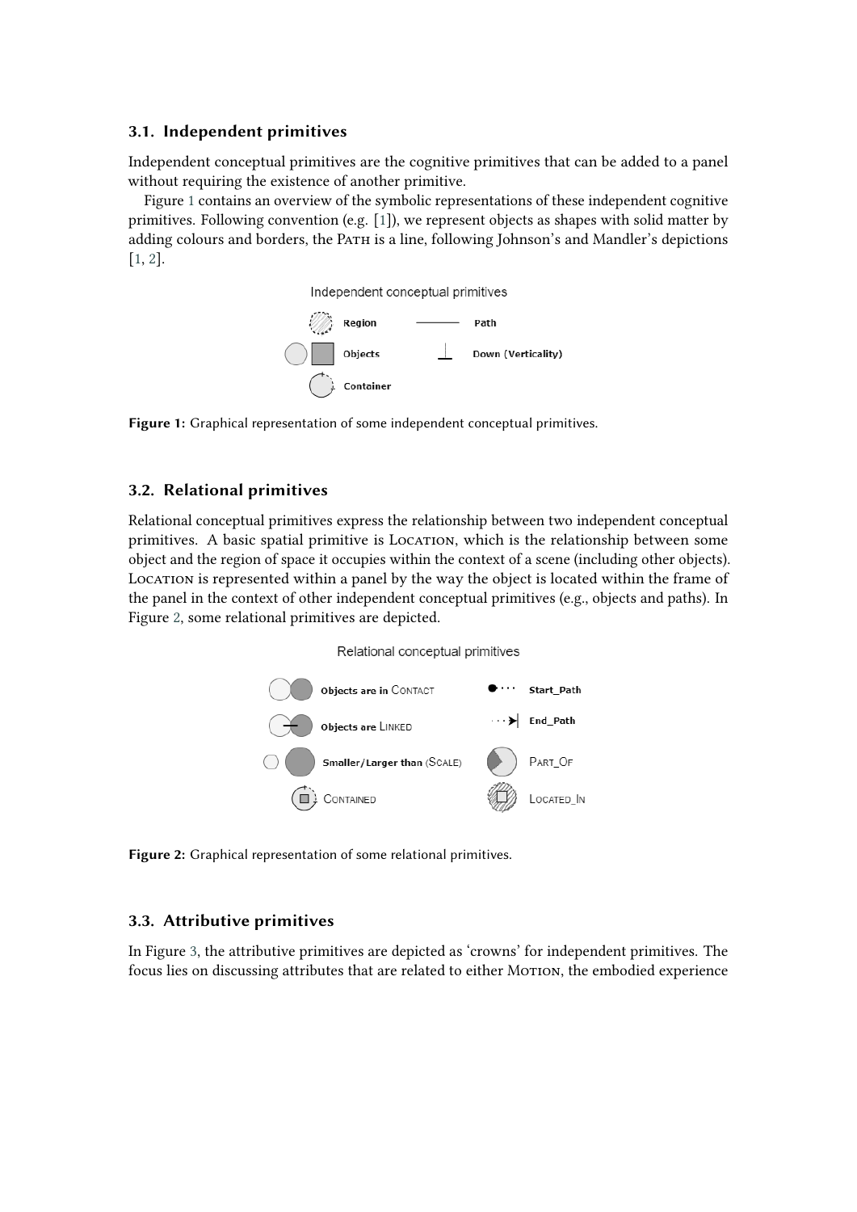### 3.1. Independent primitives

Independent conceptual primitives are the cognitive primitives that can be added to a panel without requiring the existence of another primitive.

Figure 1 contains an overview of the symbolic representations of these independent cognitive primitives. Following convention (e.g. [1]), we represent objects as shapes with solid matter by adding colours and borders, the PATH is a line, following Johnson's and Mandler's depictions [1, 2].

Figure 1: Graphical representation of some independent conceptual primitives.

### 3.2. Relational primitives

Relational conceptual primitives express the relationship between two independent conceptual primitives. A basic spatial primitive is LOCATION, which is the relationship between some object and the region of space it occupies within the context of a scene (including other objects). LOCATION is represented within a panel by the way the object is located within the frame of the panel in the context of other independent conceptual primitives (e.g., objects and paths). In Figure 2, some relational primitives are depicted.

Figure 2: Graphical representation of some relational primitives.

### 3.3. Attributive primitives

In Figure 3, the attributive primitives are depicted as 'crowns' for independent primitives. The focus lies on discussing attributes that are related to either MOTION, the embodied experience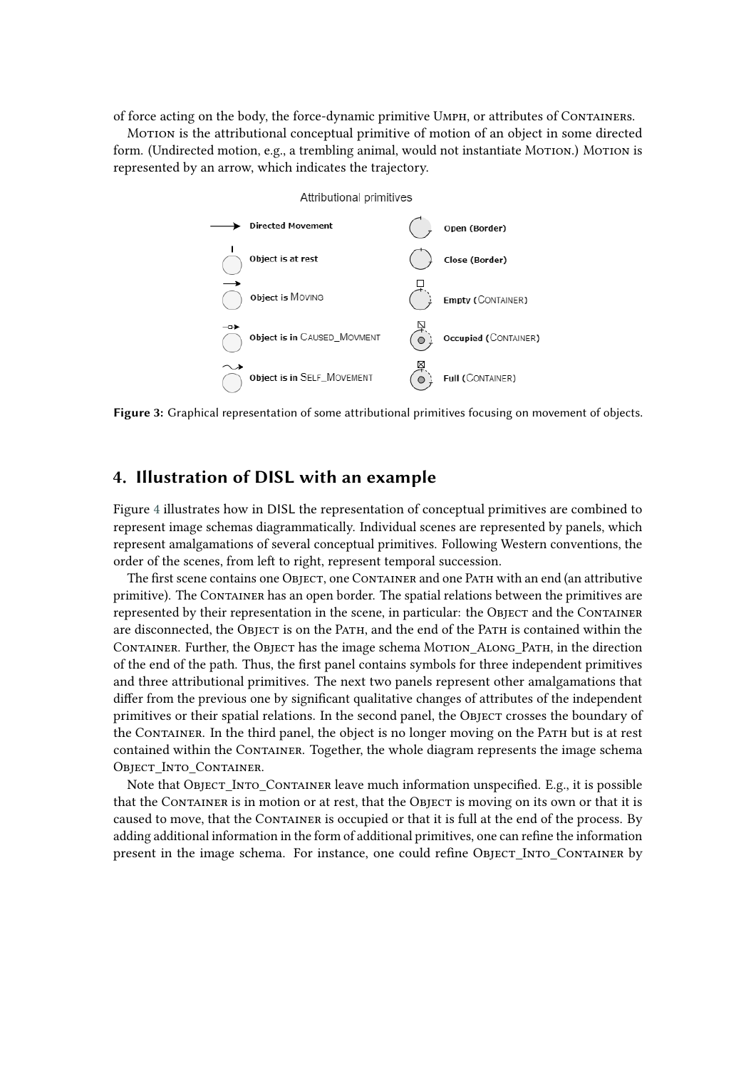of force acting on the body, the force-dynamic primitive Umph, or attributes of Containers.

Motion is the attributional conceptual primitive of motion of an object in some directed form. (Undirected motion, e.g., a trembling animal, would not instantiate Motion.) Motion is represented by an arrow, which indicates the trajectory.

Attributional primitives

- Directed Movement
- Object is at rest
- Object is Moving
- Object is in Caused_Movment
- Object is in Self_Movement
- Open (Border)
- Close (Border)
- Empty (Container)
- Occupied (Container)
- Full (Container)

**Figure 3:** Graphical representation of some attributional primitives focusing on movement of objects.

## 4. Illustration of DISL with an example

Figure 4 illustrates how in DISL the representation of conceptual primitives are combined to represent image schemas diagrammatically. Individual scenes are represented by panels, which represent amalgamations of several conceptual primitives. Following Western conventions, the order of the scenes, from left to right, represent temporal succession.

The first scene contains one Object, one Container and one Path with an end (an attributive primitive). The Container has an open border. The spatial relations between the primitives are represented by their representation in the scene, in particular: the Object and the Container are disconnected, the Object is on the Path, and the end of the Path is contained within the Container. Further, the Object has the image schema Motion_Along_Path, in the direction of the end of the path. Thus, the first panel contains symbols for three independent primitives and three attributional primitives. The next two panels represent other amalgamations that differ from the previous one by significant qualitative changes of attributes of the independent primitives or their spatial relations. In the second panel, the Object crosses the boundary of the Container. In the third panel, the object is no longer moving on the Path but is at rest contained within the Container. Together, the whole diagram represents the image schema Object_Into_Container.

Note that Object_Into_Container leave much information unspecified. E.g., it is possible that the Container is in motion or at rest, that the Object is moving on its own or that it is caused to move, that the Container is occupied or that it is full at the end of the process. By adding additional information in the form of additional primitives, one can refine the information present in the image schema. For instance, one could refine Object_Into_Container by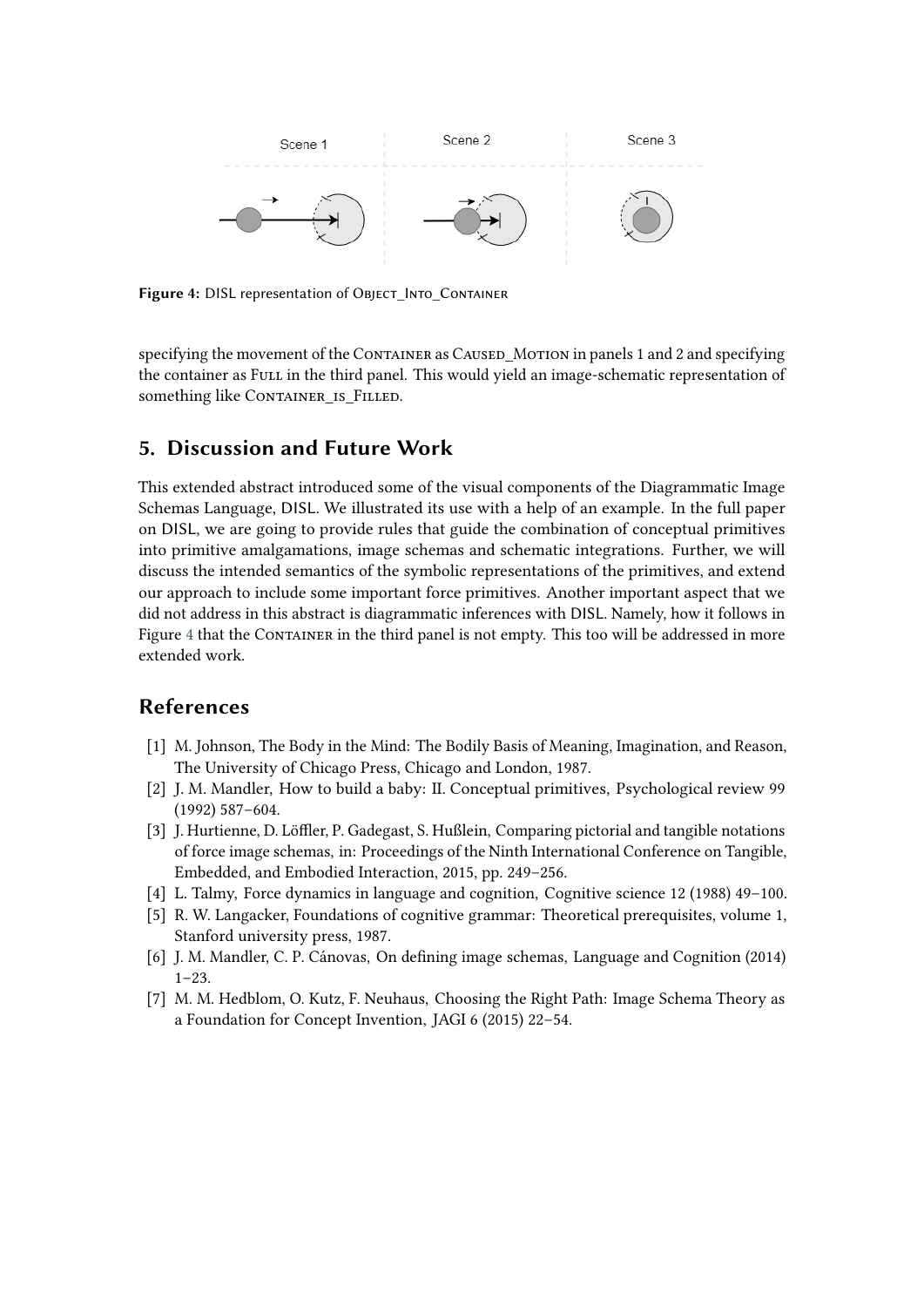**Figure 4:** DISL representation of OBJECT_INTO_CONTAINER

specifying the movement of the CONTAINER as CAUSED_MOTION in panels 1 and 2 and specifying the container as FULL in the third panel. This would yield an image-schematic representation of something like CONTAINER_IS_FILLED.

## 5. Discussion and Future Work

This extended abstract introduced some of the visual components of the Diagrammatic Image Schemas Language, DISL. We illustrated its use with a help of an example. In the full paper on DISL, we are going to provide rules that guide the combination of conceptual primitives into primitive amalgamations, image schemas and schematic integrations. Further, we will discuss the intended semantics of the symbolic representations of the primitives, and extend our approach to include some important force primitives. Another important aspect that we did not address in this abstract is diagrammatic inferences with DISL. Namely, how it follows in Figure 4 that the CONTAINER in the third panel is not empty. This too will be addressed in more extended work.

## References

[1] M. Johnson, The Body in the Mind: The Bodily Basis of Meaning, Imagination, and Reason, The University of Chicago Press, Chicago and London, 1987.

[2] J. M. Mandler, How to build a baby: II. Conceptual primitives, Psychological review 99 (1992) 587–604.

[3] J. Hurtienne, D. Löffler, P. Gadegast, S. Hußlein, Comparing pictorial and tangible notations of force image schemas, in: Proceedings of the Ninth International Conference on Tangible, Embedded, and Embodied Interaction, 2015, pp. 249–256.

[4] L. Talmy, Force dynamics in language and cognition, Cognitive science 12 (1988) 49–100.

[5] R. W. Langacker, Foundations of cognitive grammar: Theoretical prerequisites, volume 1, Stanford university press, 1987.

[6] J. M. Mandler, C. P. Cánovas, On defining image schemas, Language and Cognition (2014) 1–23.

[7] M. M. Hedblom, O. Kutz, F. Neuhaus, Choosing the Right Path: Image Schema Theory as a Foundation for Concept Invention, JAGI 6 (2015) 22–54.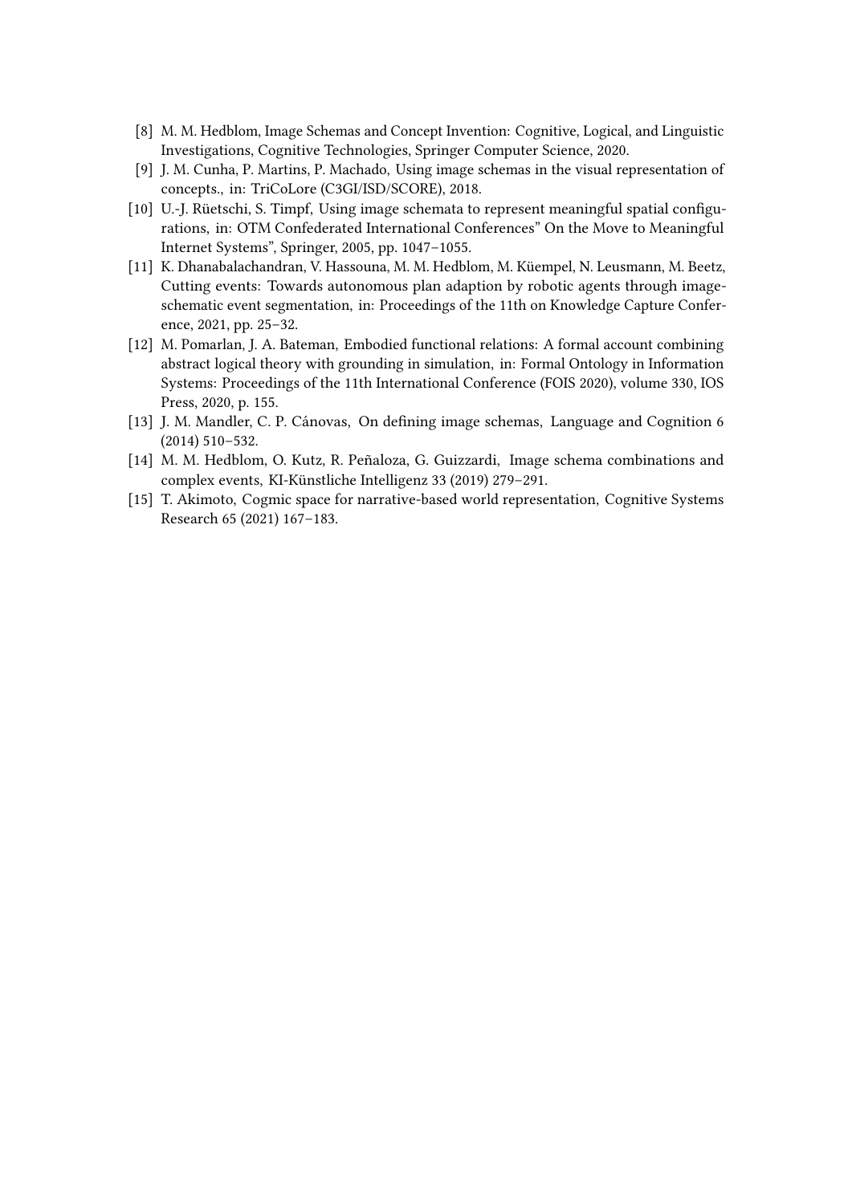[8] M. M. Hedblom, Image Schemas and Concept Invention: Cognitive, Logical, and Linguistic Investigations, Cognitive Technologies, Springer Computer Science, 2020.

[9] J. M. Cunha, P. Martins, P. Machado, Using image schemas in the visual representation of concepts., in: TriCoLore (C3GI/ISD/SCORE), 2018.

[10] U.-J. Rüetschi, S. Timpf, Using image schemata to represent meaningful spatial configurations, in: OTM Confederated International Conferences" On the Move to Meaningful Internet Systems", Springer, 2005, pp. 1047–1055.

[11] K. Dhanabalachandran, V. Hassouna, M. M. Hedblom, M. Küempel, N. Leusmann, M. Beetz, Cutting events: Towards autonomous plan adaption by robotic agents through image-schematic event segmentation, in: Proceedings of the 11th on Knowledge Capture Conference, 2021, pp. 25–32.

[12] M. Pomarlan, J. A. Bateman, Embodied functional relations: A formal account combining abstract logical theory with grounding in simulation, in: Formal Ontology in Information Systems: Proceedings of the 11th International Conference (FOIS 2020), volume 330, IOS Press, 2020, p. 155.

[13] J. M. Mandler, C. P. Cánovas, On defining image schemas, Language and Cognition 6 (2014) 510–532.

[14] M. M. Hedblom, O. Kutz, R. Peñaloza, G. Guizzardi, Image schema combinations and complex events, KI-Künstliche Intelligenz 33 (2019) 279–291.

[15] T. Akimoto, Cogmic space for narrative-based world representation, Cognitive Systems Research 65 (2021) 167–183.